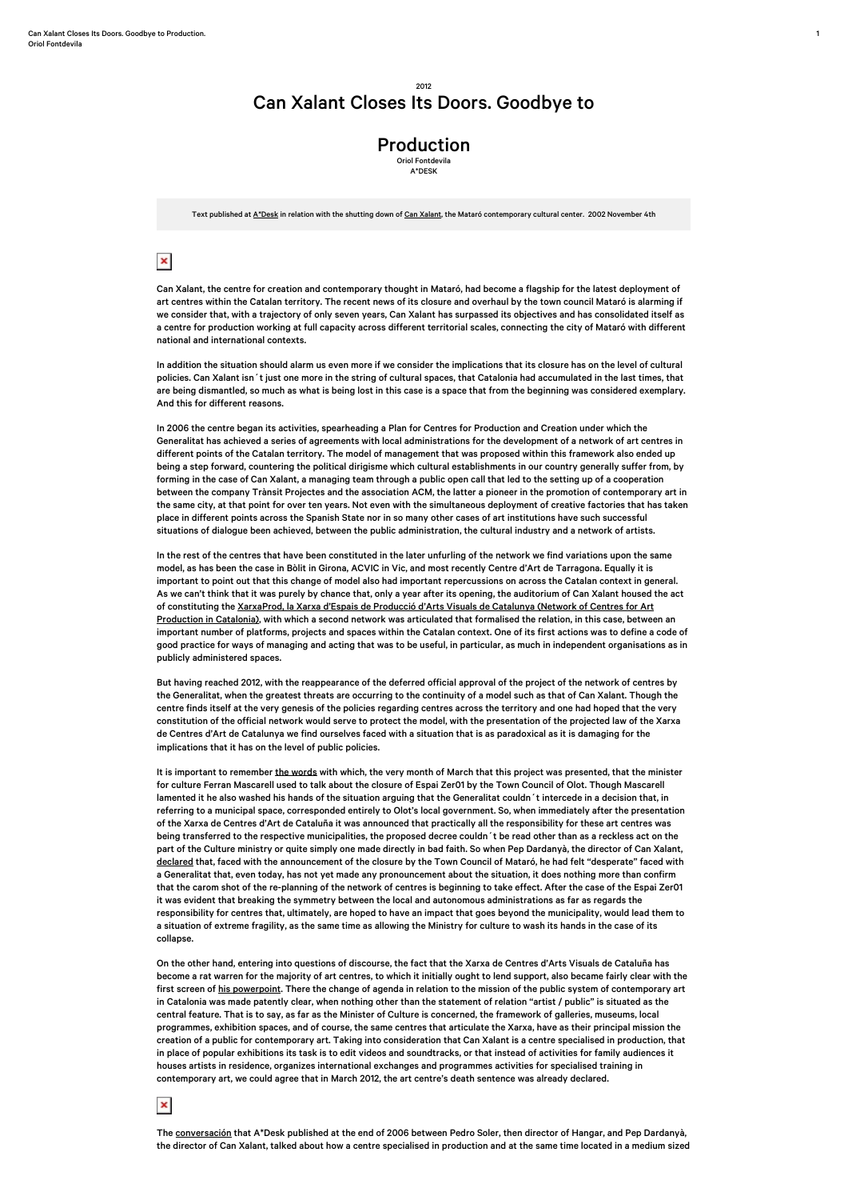2012

# Can Xalant Closes Its Doors. Goodbye to Production

Oriol Fontdevila
A*DESK

Text published at A*Desk in relation with the shutting down of Can Xalant, the Mataró contemporary cultural center. 2002 November 4th

Can Xalant, the centre for creation and contemporary thought in Mataró, had become a flagship for the latest deployment of art centres within the Catalan territory. The recent news of its closure and overhaul by the town council Mataró is alarming if we consider that, with a trajectory of only seven years, Can Xalant has surpassed its objectives and has consolidated itself as a centre for production working at full capacity across different territorial scales, connecting the city of Mataró with different national and international contexts.

In addition the situation should alarm us even more if we consider the implications that its closure has on the level of cultural policies. Can Xalant isn´t just one more in the string of cultural spaces, that Catalonia had accumulated in the last times, that are being dismantled, so much as what is being lost in this case is a space that from the beginning was considered exemplary. And this for different reasons.

In 2006 the centre began its activities, spearheading a Plan for Centres for Production and Creation under which the Generalitat has achieved a series of agreements with local administrations for the development of a network of art centres in different points of the Catalan territory. The model of management that was proposed within this framework also ended up being a step forward, countering the political dirigisme which cultural establishments in our country generally suffer from, by forming in the case of Can Xalant, a managing team through a public open call that led to the setting up of a cooperation between the company Trànsit Projectes and the association ACM, the latter a pioneer in the promotion of contemporary art in the same city, at that point for over ten years. Not even with the simultaneous deployment of creative factories that has taken place in different points across the Spanish State nor in so many other cases of art institutions have such successful situations of dialogue been achieved, between the public administration, the cultural industry and a network of artists.

In the rest of the centres that have been constituted in the later unfurling of the network we find variations upon the same model, as has been the case in Bòlit in Girona, ACVIC in Vic, and most recently Centre d'Art de Tarragona. Equally it is important to point out that this change of model also had important repercussions on across the Catalan context in general. As we can't think that it was purely by chance that, only a year after its opening, the auditorium of Can Xalant housed the act of constituting the XarxaProd, la Xarxa d'Espais de Producció d'Arts Visuals de Catalunya (Network of Centres for Art Production in Catalonia), with which a second network was articulated that formalised the relation, in this case, between an important number of platforms, projects and spaces within the Catalan context. One of its first actions was to define a code of good practice for ways of managing and acting that was to be useful, in particular, as much in independent organisations as in publicly administered spaces.

But having reached 2012, with the reappearance of the deferred official approval of the project of the network of centres by the Generalitat, when the greatest threats are occurring to the continuity of a model such as that of Can Xalant. Though the centre finds itself at the very genesis of the policies regarding centres across the territory and one had hoped that the very constitution of the official network would serve to protect the model, with the presentation of the projected law of the Xarxa de Centres d'Art de Catalunya we find ourselves faced with a situation that is as paradoxical as it is damaging for the implications that it has on the level of public policies.

It is important to remember the words with which, the very month of March that this project was presented, that the minister for culture Ferran Mascarell used to talk about the closure of Espai Zer01 by the Town Council of Olot. Though Mascarell lamented it he also washed his hands of the situation arguing that the Generalitat couldn´t intercede in a decision that, in referring to a municipal space, corresponded entirely to Olot's local government. So, when immediately after the presentation of the Xarxa de Centres d'Art de Cataluña it was announced that practically all the responsibility for these art centres was being transferred to the respective municipalities, the proposed decree couldn´t be read other than as a reckless act on the part of the Culture ministry or quite simply one made directly in bad faith. So when Pep Dardanyà, the director of Can Xalant, declared that, faced with the announcement of the closure by the Town Council of Mataró, he had felt "desperate" faced with a Generalitat that, even today, has not yet made any pronouncement about the situation, it does nothing more than confirm that the carom shot of the re-planning of the network of centres is beginning to take effect. After the case of the Espai Zer01 it was evident that breaking the symmetry between the local and autonomous administrations as far as regards the responsibility for centres that, ultimately, are hoped to have an impact that goes beyond the municipality, would lead them to a situation of extreme fragility, as the same time as allowing the Ministry for culture to wash its hands in the case of its collapse.

On the other hand, entering into questions of discourse, the fact that the Xarxa de Centres d'Arts Visuals de Cataluña has become a rat warren for the majority of art centres, to which it initially ought to lend support, also became fairly clear with the first screen of his powerpoint. There the change of agenda in relation to the mission of the public system of contemporary art in Catalonia was made patently clear, when nothing other than the statement of relation "artist / public" is situated as the central feature. That is to say, as far as the Minister of Culture is concerned, the framework of galleries, museums, local programmes, exhibition spaces, and of course, the same centres that articulate the Xarxa, have as their principal mission the creation of a public for contemporary art. Taking into consideration that Can Xalant is a centre specialised in production, that in place of popular exhibitions its task is to edit videos and soundtracks, or that instead of activities for family audiences it houses artists in residence, organizes international exchanges and programmes activities for specialised training in contemporary art, we could agree that in March 2012, the art centre's death sentence was already declared.

The conversación that A*Desk published at the end of 2006 between Pedro Soler, then director of Hangar, and Pep Dardanyà, the director of Can Xalant, talked about how a centre specialised in production and at the same time located in a medium sized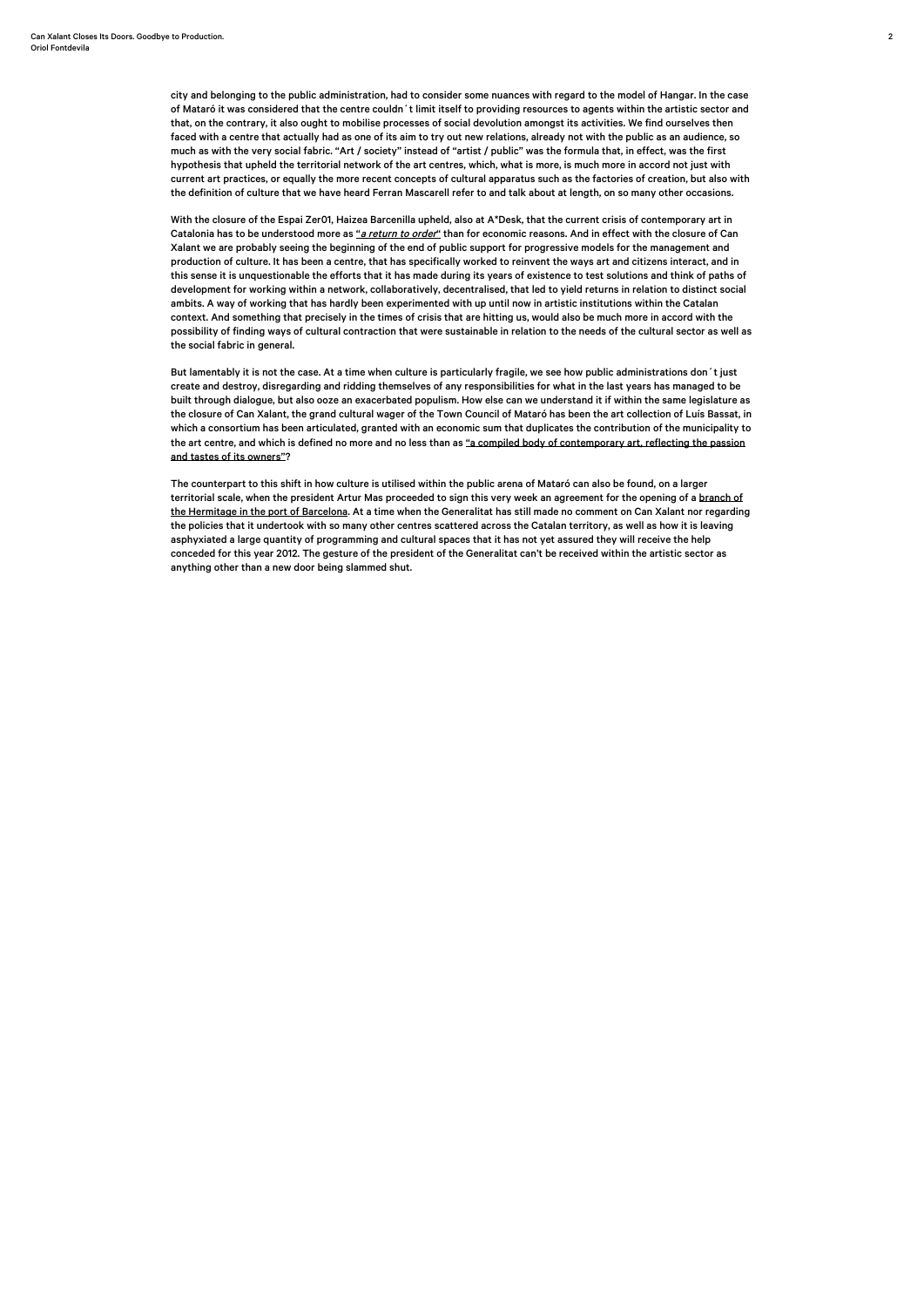city and belonging to the public administration, had to consider some nuances with regard to the model of Hangar. In the case of Mataró it was considered that the centre couldn´t limit itself to providing resources to agents within the artistic sector and that, on the contrary, it also ought to mobilise processes of social devolution amongst its activities. We find ourselves then faced with a centre that actually had as one of its aim to try out new relations, already not with the public as an audience, so much as with the very social fabric. "Art / society" instead of "artist / public" was the formula that, in effect, was the first hypothesis that upheld the territorial network of the art centres, which, what is more, is much more in accord not just with current art practices, or equally the more recent concepts of cultural apparatus such as the factories of creation, but also with the definition of culture that we have heard Ferran Mascarell refer to and talk about at length, on so many other occasions.

With the closure of the Espai Zer01, Haizea Barcenilla upheld, also at A*Desk, that the current crisis of contemporary art in Catalonia has to be understood more as "*a return to order*" than for economic reasons. And in effect with the closure of Can Xalant we are probably seeing the beginning of the end of public support for progressive models for the management and production of culture. It has been a centre, that has specifically worked to reinvent the ways art and citizens interact, and in this sense it is unquestionable the efforts that it has made during its years of existence to test solutions and think of paths of development for working within a network, collaboratively, decentralised, that led to yield returns in relation to distinct social ambits. A way of working that has hardly been experimented with up until now in artistic institutions within the Catalan context. And something that precisely in the times of crisis that are hitting us, would also be much more in accord with the possibility of finding ways of cultural contraction that were sustainable in relation to the needs of the cultural sector as well as the social fabric in general.

But lamentably it is not the case. At a time when culture is particularly fragile, we see how public administrations don´t just create and destroy, disregarding and ridding themselves of any responsibilities for what in the last years has managed to be built through dialogue, but also ooze an exacerbated populism. How else can we understand it if within the same legislature as the closure of Can Xalant, the grand cultural wager of the Town Council of Mataró has been the art collection of Luís Bassat, in which a consortium has been articulated, granted with an economic sum that duplicates the contribution of the municipality to the art centre, and which is defined no more and no less than as "a compiled body of contemporary art, reflecting the passion and tastes of its owners"?

The counterpart to this shift in how culture is utilised within the public arena of Mataró can also be found, on a larger territorial scale, when the president Artur Mas proceeded to sign this very week an agreement for the opening of a branch of the Hermitage in the port of Barcelona. At a time when the Generalitat has still made no comment on Can Xalant nor regarding the policies that it undertook with so many other centres scattered across the Catalan territory, as well as how it is leaving asphyxiated a large quantity of programming and cultural spaces that it has not yet assured they will receive the help conceded for this year 2012. The gesture of the president of the Generalitat can't be received within the artistic sector as anything other than a new door being slammed shut.